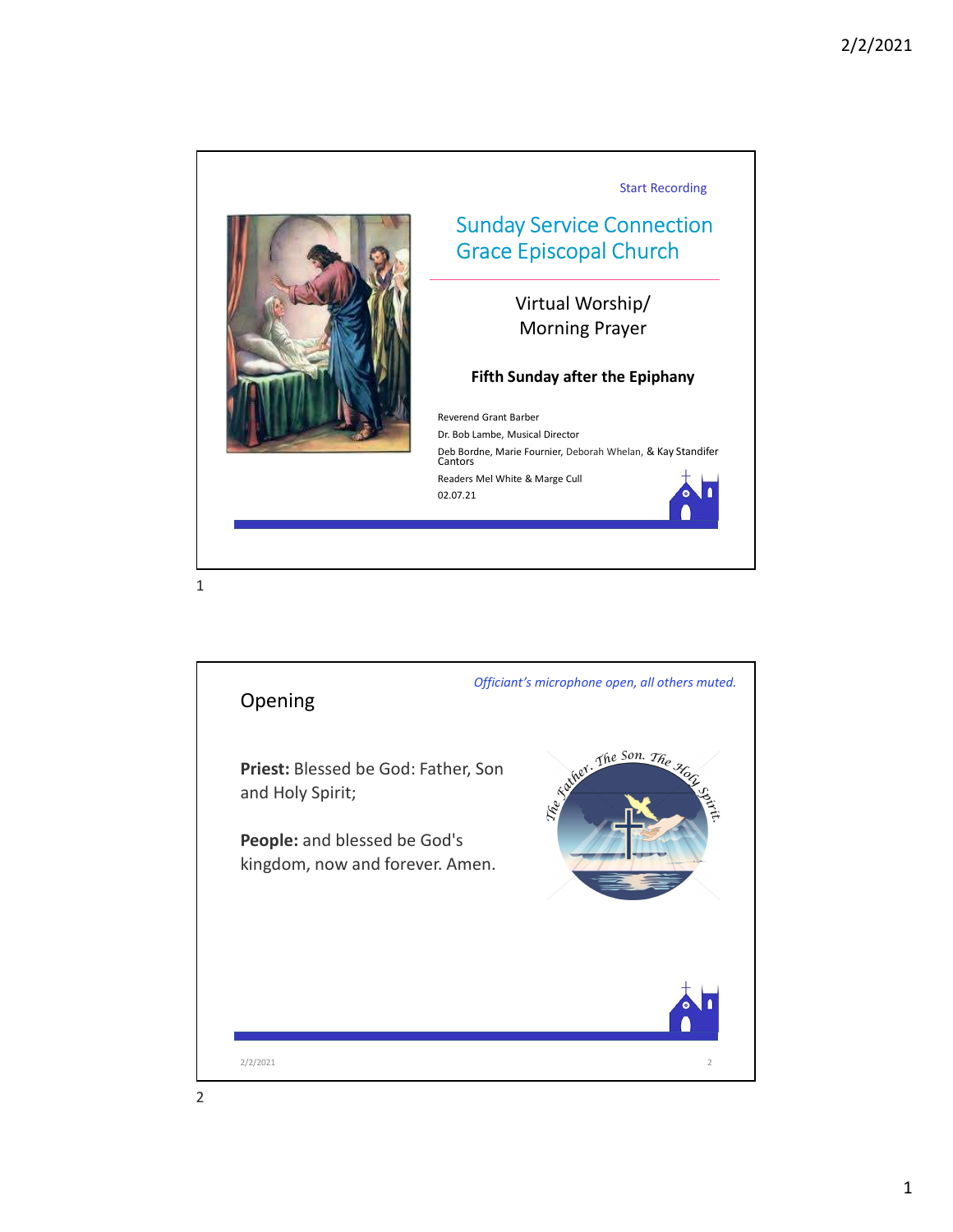Start Recording

## Sunday Service Connection
## Grace Episcopal Church

Virtual Worship/
Morning Prayer

**Fifth Sunday after the Epiphany**

Reverend Grant Barber

Dr. Bob Lambe, Musical Director

Deb Bordne, Marie Fournier, Deborah Whelan, & Kay Standifer
Cantors

Readers Mel White & Marge Cull

02.07.21

---

*Officiant's microphone open, all others muted.*

## Opening

**Priest:** Blessed be God: Father, Son and Holy Spirit;

**People:** and blessed be God's kingdom, now and forever. Amen.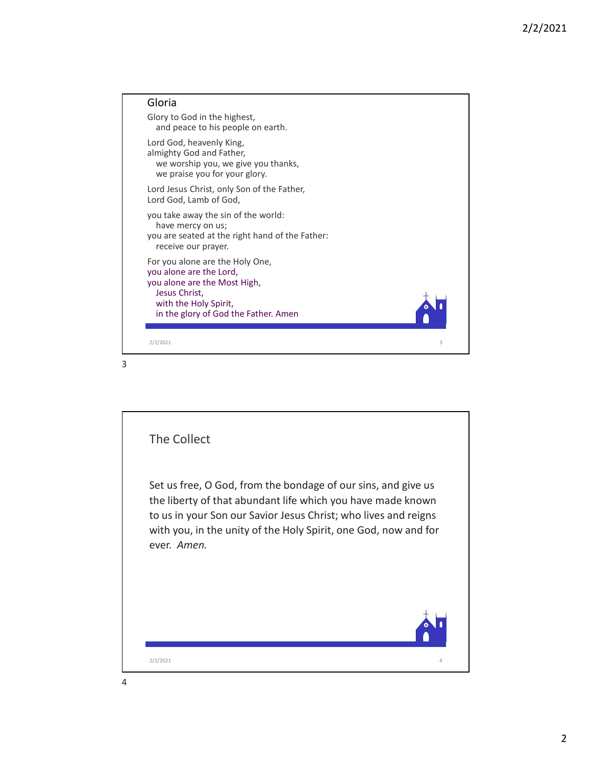## Gloria

Glory to God in the highest,
  and peace to his people on earth.

Lord God, heavenly King,
almighty God and Father,
  we worship you, we give you thanks,
  we praise you for your glory.

Lord Jesus Christ, only Son of the Father,
Lord God, Lamb of God,

you take away the sin of the world:
  have mercy on us;
you are seated at the right hand of the Father:
  receive our prayer.

For you alone are the Holy One,
you alone are the Lord,
you alone are the Most High,
  Jesus Christ,
  with the Holy Spirit,
  in the glory of God the Father. Amen

## The Collect

Set us free, O God, from the bondage of our sins, and give us the liberty of that abundant life which you have made known to us in your Son our Savior Jesus Christ; who lives and reigns with you, in the unity of the Holy Spirit, one God, now and for ever. *Amen.*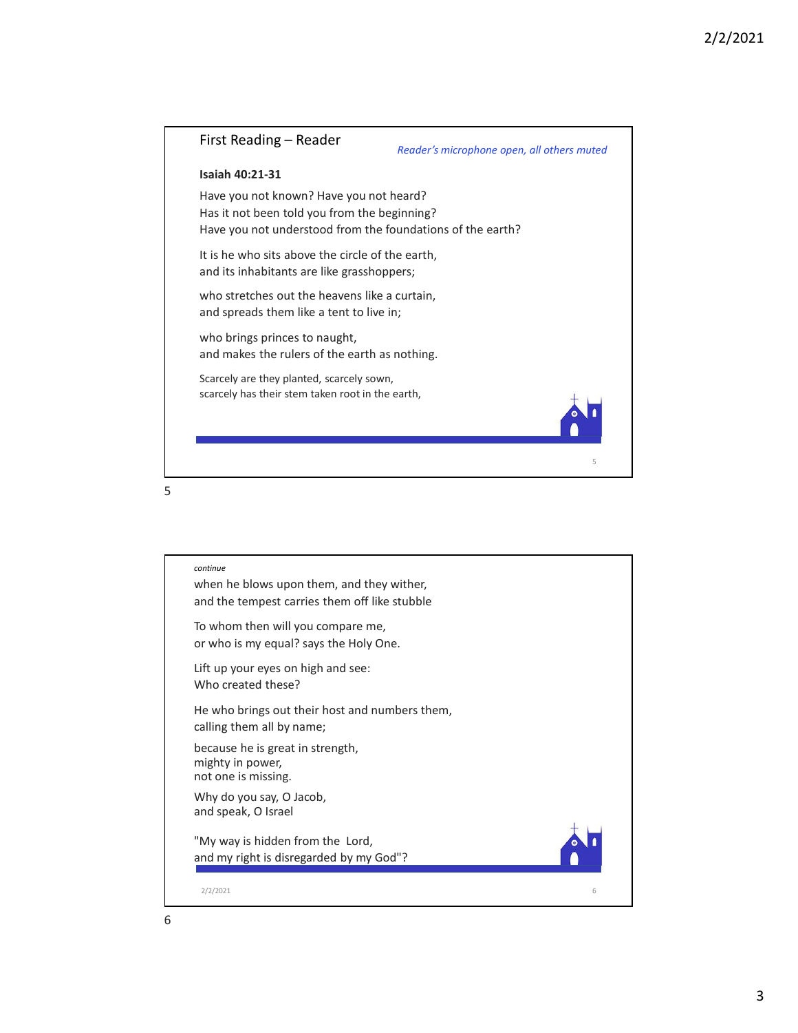## First Reading – Reader

*Reader's microphone open, all others muted*

**Isaiah 40:21-31**

Have you not known? Have you not heard?
Has it not been told you from the beginning?
Have you not understood from the foundations of the earth?

It is he who sits above the circle of the earth,
and its inhabitants are like grasshoppers;

who stretches out the heavens like a curtain,
and spreads them like a tent to live in;

who brings princes to naught,
and makes the rulers of the earth as nothing.

Scarcely are they planted, scarcely sown,
scarcely has their stem taken root in the earth,

*continue*

when he blows upon them, and they wither,
and the tempest carries them off like stubble

To whom then will you compare me,
or who is my equal? says the Holy One.

Lift up your eyes on high and see:
Who created these?

He who brings out their host and numbers them,
calling them all by name;

because he is great in strength,
mighty in power,
not one is missing.

Why do you say, O Jacob,
and speak, O Israel

"My way is hidden from the Lord,
and my right is disregarded by my God"?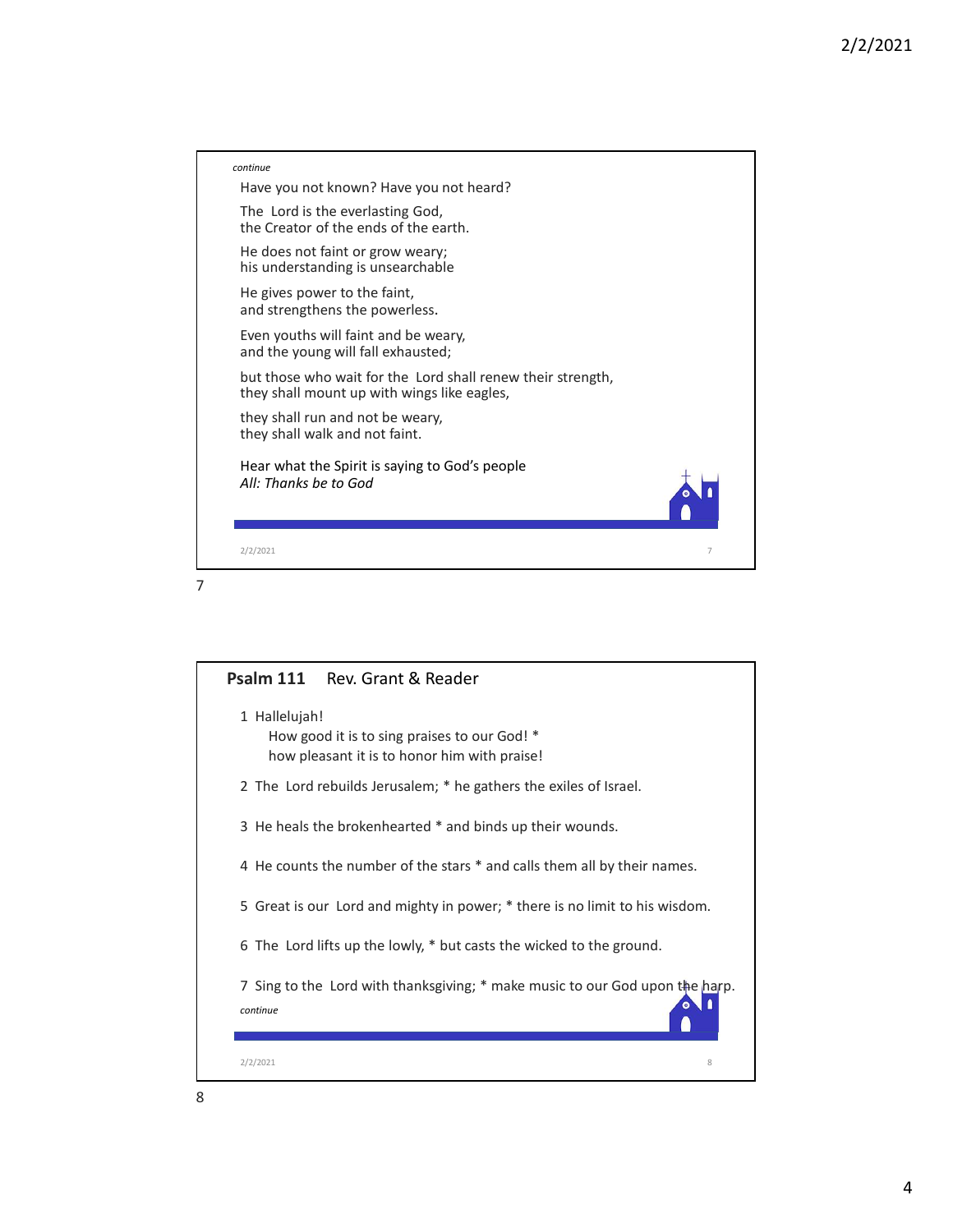*continue*

Have you not known? Have you not heard?

The Lord is the everlasting God,
the Creator of the ends of the earth.

He does not faint or grow weary;
his understanding is unsearchable

He gives power to the faint,
and strengthens the powerless.

Even youths will faint and be weary,
and the young will fall exhausted;

but those who wait for the Lord shall renew their strength,
they shall mount up with wings like eagles,

they shall run and not be weary,
they shall walk and not faint.

Hear what the Spirit is saying to God's people
*All: Thanks be to God*

**Psalm 111** Rev. Grant & Reader

1 Hallelujah!
How good it is to sing praises to our God! *
how pleasant it is to honor him with praise!

2 The Lord rebuilds Jerusalem; * he gathers the exiles of Israel.

3 He heals the brokenhearted * and binds up their wounds.

4 He counts the number of the stars * and calls them all by their names.

5 Great is our Lord and mighty in power; * there is no limit to his wisdom.

6 The Lord lifts up the lowly, * but casts the wicked to the ground.

7 Sing to the Lord with thanksgiving; * make music to our God upon the harp.

*continue*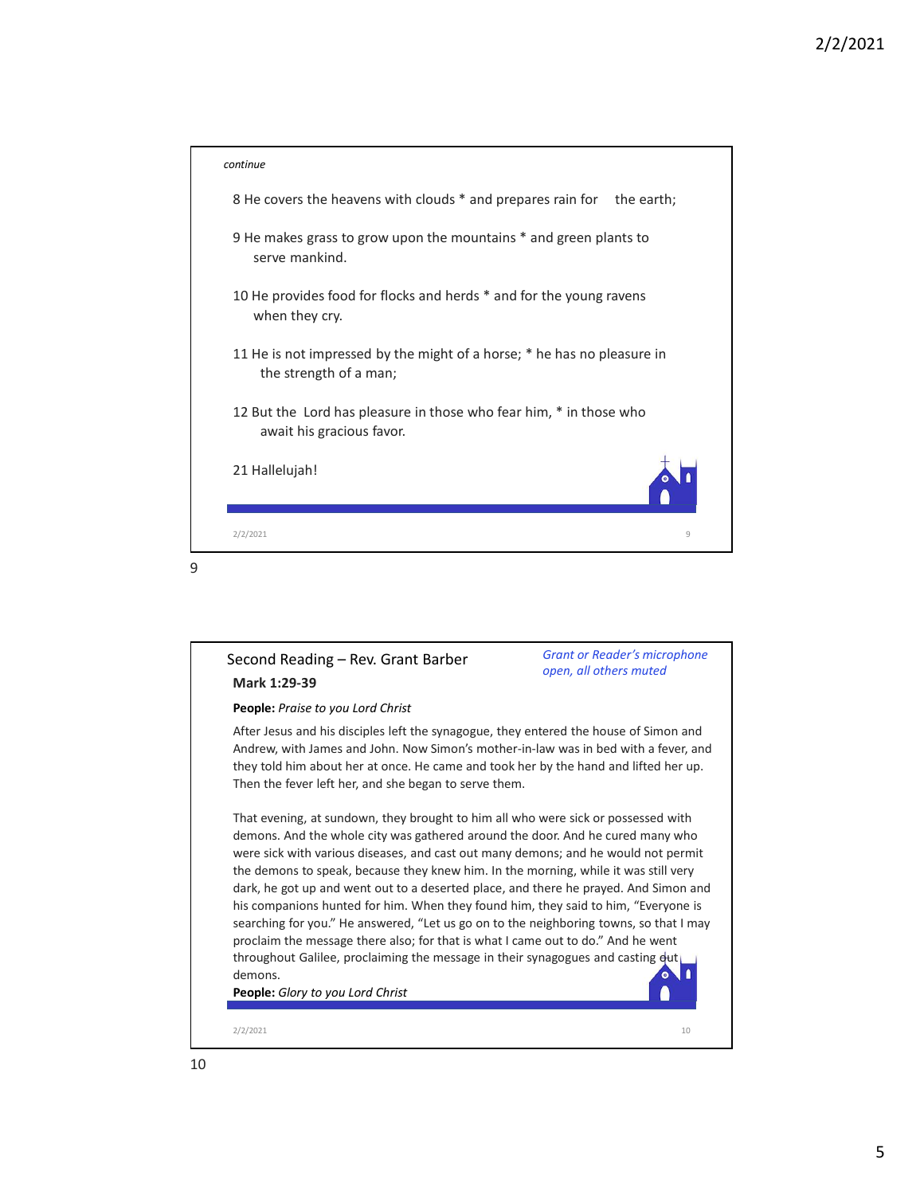*continue*

8 He covers the heavens with clouds * and prepares rain for the earth;

9 He makes grass to grow upon the mountains * and green plants to serve mankind.

10 He provides food for flocks and herds * and for the young ravens when they cry.

11 He is not impressed by the might of a horse; * he has no pleasure in the strength of a man;

12 But the Lord has pleasure in those who fear him, * in those who await his gracious favor.

21 Hallelujah!

## Second Reading – Rev. Grant Barber

*Grant or Reader's microphone open, all others muted*

**Mark 1:29-39**

**People:** *Praise to you Lord Christ*

After Jesus and his disciples left the synagogue, they entered the house of Simon and Andrew, with James and John. Now Simon's mother-in-law was in bed with a fever, and they told him about her at once. He came and took her by the hand and lifted her up. Then the fever left her, and she began to serve them.

That evening, at sundown, they brought to him all who were sick or possessed with demons. And the whole city was gathered around the door. And he cured many who were sick with various diseases, and cast out many demons; and he would not permit the demons to speak, because they knew him. In the morning, while it was still very dark, he got up and went out to a deserted place, and there he prayed. And Simon and his companions hunted for him. When they found him, they said to him, "Everyone is searching for you." He answered, "Let us go on to the neighboring towns, so that I may proclaim the message there also; for that is what I came out to do." And he went throughout Galilee, proclaiming the message in their synagogues and casting out demons.

**People:** *Glory to you Lord Christ*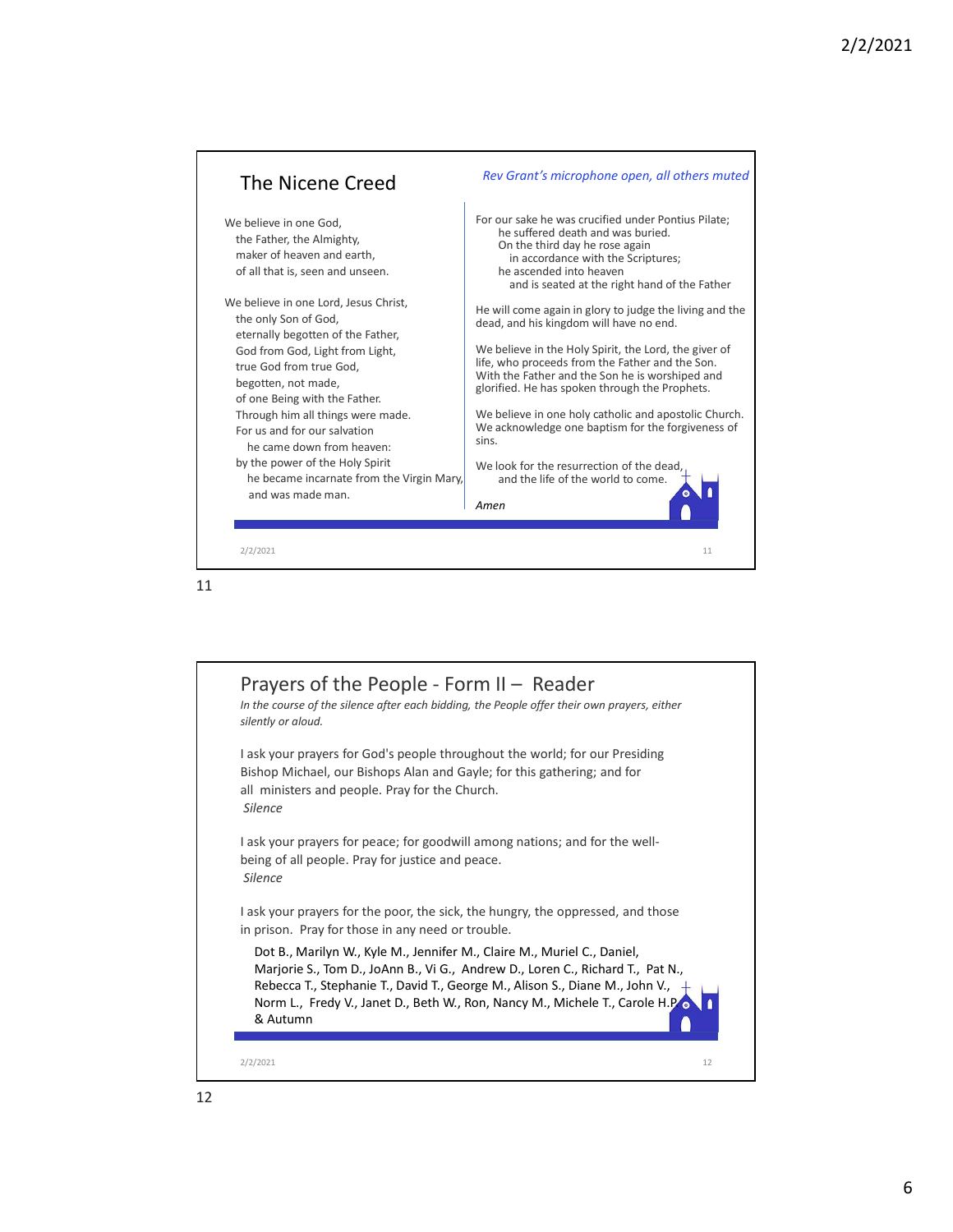## The Nicene Creed

*Rev Grant's microphone open, all others muted*

We believe in one God,
the Father, the Almighty,
maker of heaven and earth,
of all that is, seen and unseen.

We believe in one Lord, Jesus Christ,
the only Son of God,
eternally begotten of the Father,
God from God, Light from Light,
true God from true God,
begotten, not made,
of one Being with the Father.
Through him all things were made.
For us and for our salvation
he came down from heaven:
by the power of the Holy Spirit
he became incarnate from the Virgin Mary,
and was made man.

For our sake he was crucified under Pontius Pilate;
he suffered death and was buried.
On the third day he rose again
in accordance with the Scriptures;
he ascended into heaven
and is seated at the right hand of the Father

He will come again in glory to judge the living and the dead, and his kingdom will have no end.

We believe in the Holy Spirit, the Lord, the giver of life, who proceeds from the Father and the Son. With the Father and the Son he is worshiped and glorified. He has spoken through the Prophets.

We believe in one holy catholic and apostolic Church. We acknowledge one baptism for the forgiveness of sins.

We look for the resurrection of the dead,
and the life of the world to come.

*Amen*

## Prayers of the People - Form II – Reader

*In the course of the silence after each bidding, the People offer their own prayers, either silently or aloud.*

I ask your prayers for God's people throughout the world; for our Presiding Bishop Michael, our Bishops Alan and Gayle; for this gathering; and for all ministers and people. Pray for the Church.
*Silence*

I ask your prayers for peace; for goodwill among nations; and for the well-being of all people. Pray for justice and peace.
*Silence*

I ask your prayers for the poor, the sick, the hungry, the oppressed, and those in prison. Pray for those in any need or trouble.

Dot B., Marilyn W., Kyle M., Jennifer M., Claire M., Muriel C., Daniel, Marjorie S., Tom D., JoAnn B., Vi G., Andrew D., Loren C., Richard T., Pat N., Rebecca T., Stephanie T., David T., George M., Alison S., Diane M., John V., Norm L., Fredy V., Janet D., Beth W., Ron, Nancy M., Michele T., Carole H.P. & Autumn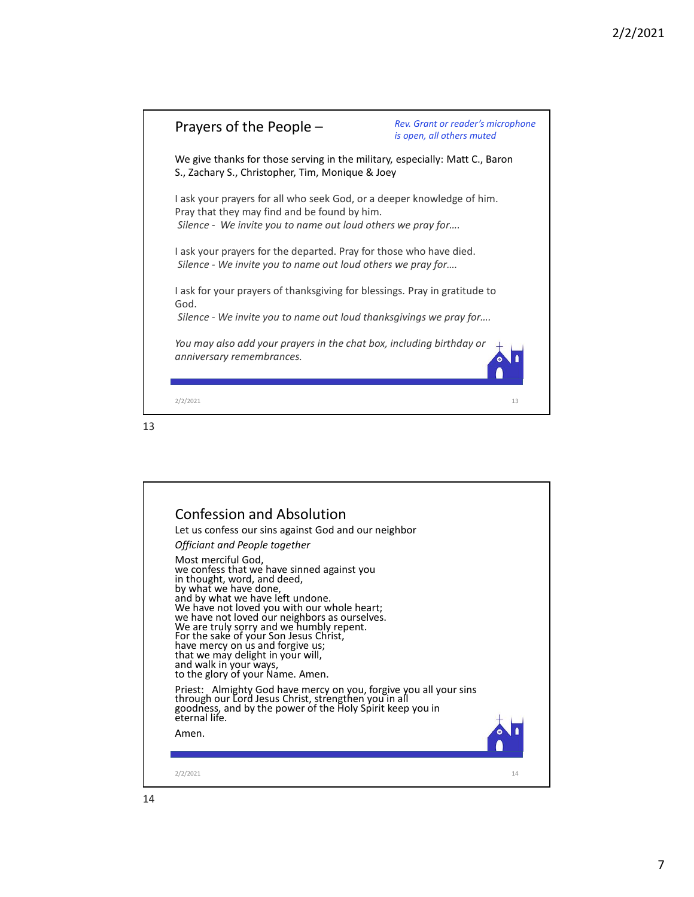## Prayers of the People –

*Rev. Grant or reader's microphone is open, all others muted*

We give thanks for those serving in the military, especially: Matt C., Baron S., Zachary S., Christopher, Tim, Monique & Joey

I ask your prayers for all who seek God, or a deeper knowledge of him. Pray that they may find and be found by him.
*Silence - We invite you to name out loud others we pray for….*

I ask your prayers for the departed. Pray for those who have died.
*Silence - We invite you to name out loud others we pray for….*

I ask for your prayers of thanksgiving for blessings. Pray in gratitude to God.
*Silence - We invite you to name out loud thanksgivings we pray for….*

*You may also add your prayers in the chat box, including birthday or anniversary remembrances.*

## Confession and Absolution

Let us confess our sins against God and our neighbor

*Officiant and People together*

Most merciful God,
we confess that we have sinned against you
in thought, word, and deed,
by what we have done,
and by what we have left undone.
We have not loved you with our whole heart;
we have not loved our neighbors as ourselves.
We are truly sorry and we humbly repent.
For the sake of your Son Jesus Christ,
have mercy on us and forgive us;
that we may delight in your will,
and walk in your ways,
to the glory of your Name. Amen.

Priest: Almighty God have mercy on you, forgive you all your sins through our Lord Jesus Christ, strengthen you in all goodness, and by the power of the Holy Spirit keep you in eternal life.

Amen.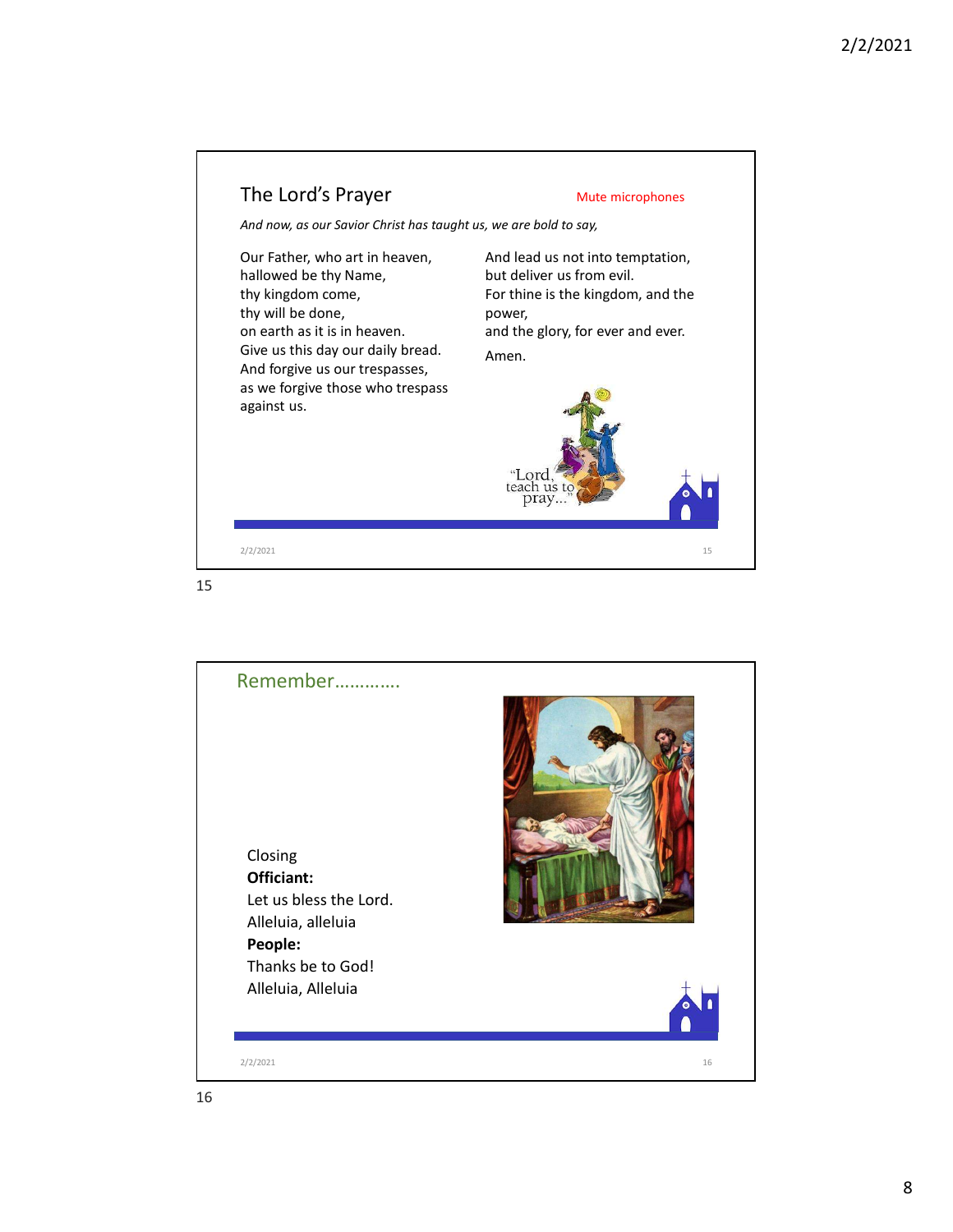## The Lord's Prayer

Mute microphones

*And now, as our Savior Christ has taught us, we are bold to say,*

Our Father, who art in heaven,
hallowed be thy Name,
thy kingdom come,
thy will be done,
on earth as it is in heaven.
Give us this day our daily bread.
And forgive us our trespasses,
as we forgive those who trespass against us.

And lead us not into temptation,
but deliver us from evil.
For thine is the kingdom, and the power,
and the glory, for ever and ever.

Amen.

"Lord, teach us to pray..."

2/2/2021

15

## Remember…………

Closing

**Officiant:**

Let us bless the Lord.
Alleluia, alleluia

**People:**

Thanks be to God!
Alleluia, Alleluia

2/2/2021

16